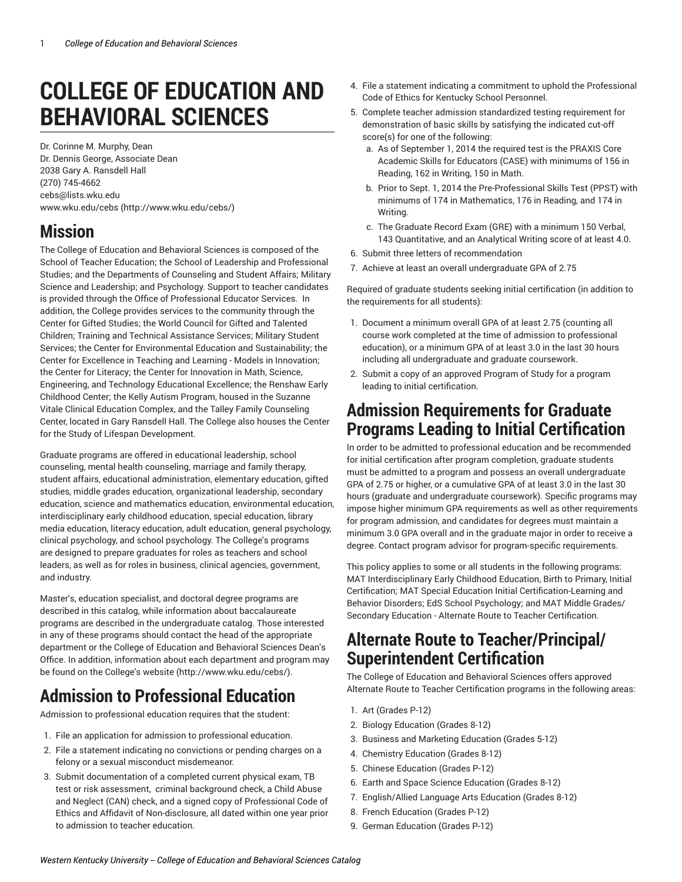# COLLEGE OF EDUCATION AND BEHAVIORAL SCIENCES

Dr. Corinne M. Murphy, Dean
Dr. Dennis George, Associate Dean
2038 Gary A. Ransdell Hall
(270) 745-4662
cebs@lists.wku.edu
www.wku.edu/cebs (http://www.wku.edu/cebs/)

## Mission

The College of Education and Behavioral Sciences is composed of the School of Teacher Education; the School of Leadership and Professional Studies; and the Departments of Counseling and Student Affairs; Military Science and Leadership; and Psychology. Support to teacher candidates is provided through the Office of Professional Educator Services. In addition, the College provides services to the community through the Center for Gifted Studies; the World Council for Gifted and Talented Children; Training and Technical Assistance Services; Military Student Services; the Center for Environmental Education and Sustainability; the Center for Excellence in Teaching and Learning - Models in Innovation; the Center for Literacy; the Center for Innovation in Math, Science, Engineering, and Technology Educational Excellence; the Renshaw Early Childhood Center; the Kelly Autism Program, housed in the Suzanne Vitale Clinical Education Complex, and the Talley Family Counseling Center, located in Gary Ransdell Hall. The College also houses the Center for the Study of Lifespan Development.

Graduate programs are offered in educational leadership, school counseling, mental health counseling, marriage and family therapy, student affairs, educational administration, elementary education, gifted studies, middle grades education, organizational leadership, secondary education, science and mathematics education, environmental education, interdisciplinary early childhood education, special education, library media education, literacy education, adult education, general psychology, clinical psychology, and school psychology. The College's programs are designed to prepare graduates for roles as teachers and school leaders, as well as for roles in business, clinical agencies, government, and industry.

Master's, education specialist, and doctoral degree programs are described in this catalog, while information about baccalaureate programs are described in the undergraduate catalog. Those interested in any of these programs should contact the head of the appropriate department or the College of Education and Behavioral Sciences Dean's Office. In addition, information about each department and program may be found on the College's website (http://www.wku.edu/cebs/).

## Admission to Professional Education

Admission to professional education requires that the student:

1. File an application for admission to professional education.
2. File a statement indicating no convictions or pending charges on a felony or a sexual misconduct misdemeanor.
3. Submit documentation of a completed current physical exam, TB test or risk assessment, criminal background check, a Child Abuse and Neglect (CAN) check, and a signed copy of Professional Code of Ethics and Affidavit of Non-disclosure, all dated within one year prior to admission to teacher education.
4. File a statement indicating a commitment to uphold the Professional Code of Ethics for Kentucky School Personnel.
5. Complete teacher admission standardized testing requirement for demonstration of basic skills by satisfying the indicated cut-off score(s) for one of the following:
   a. As of September 1, 2014 the required test is the PRAXIS Core Academic Skills for Educators (CASE) with minimums of 156 in Reading, 162 in Writing, 150 in Math.
   b. Prior to Sept. 1, 2014 the Pre-Professional Skills Test (PPST) with minimums of 174 in Mathematics, 176 in Reading, and 174 in Writing.
   c. The Graduate Record Exam (GRE) with a minimum 150 Verbal, 143 Quantitative, and an Analytical Writing score of at least 4.0.
6. Submit three letters of recommendation
7. Achieve at least an overall undergraduate GPA of 2.75

Required of graduate students seeking initial certification (in addition to the requirements for all students):

1. Document a minimum overall GPA of at least 2.75 (counting all course work completed at the time of admission to professional education), or a minimum GPA of at least 3.0 in the last 30 hours including all undergraduate and graduate coursework.
2. Submit a copy of an approved Program of Study for a program leading to initial certification.

## Admission Requirements for Graduate Programs Leading to Initial Certification

In order to be admitted to professional education and be recommended for initial certification after program completion, graduate students must be admitted to a program and possess an overall undergraduate GPA of 2.75 or higher, or a cumulative GPA of at least 3.0 in the last 30 hours (graduate and undergraduate coursework). Specific programs may impose higher minimum GPA requirements as well as other requirements for program admission, and candidates for degrees must maintain a minimum 3.0 GPA overall and in the graduate major in order to receive a degree. Contact program advisor for program-specific requirements.

This policy applies to some or all students in the following programs: MAT Interdisciplinary Early Childhood Education, Birth to Primary, Initial Certification; MAT Special Education Initial Certification-Learning and Behavior Disorders; EdS School Psychology; and MAT Middle Grades/ Secondary Education - Alternate Route to Teacher Certification.

## Alternate Route to Teacher/Principal/ Superintendent Certification

The College of Education and Behavioral Sciences offers approved Alternate Route to Teacher Certification programs in the following areas:

1. Art (Grades P-12)
2. Biology Education (Grades 8-12)
3. Business and Marketing Education (Grades 5-12)
4. Chemistry Education (Grades 8-12)
5. Chinese Education (Grades P-12)
6. Earth and Space Science Education (Grades 8-12)
7. English/Allied Language Arts Education (Grades 8-12)
8. French Education (Grades P-12)
9. German Education (Grades P-12)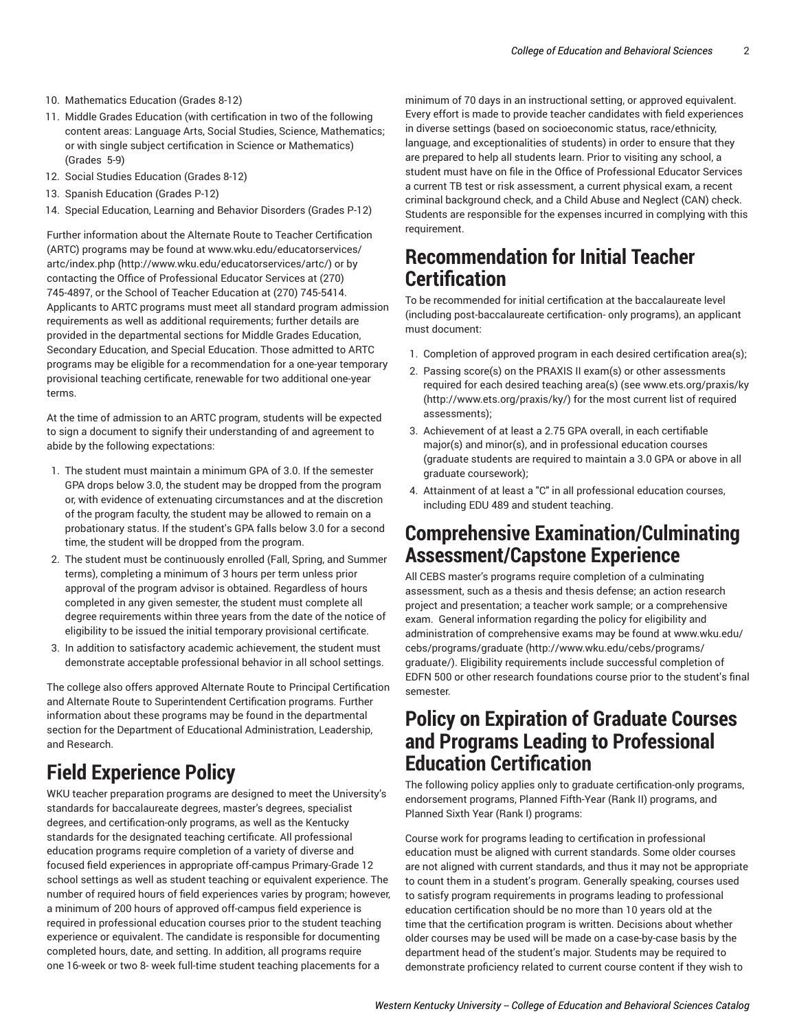10. Mathematics Education (Grades 8-12)
11. Middle Grades Education (with certification in two of the following content areas: Language Arts, Social Studies, Science, Mathematics; or with single subject certification in Science or Mathematics) (Grades 5-9)
12. Social Studies Education (Grades 8-12)
13. Spanish Education (Grades P-12)
14. Special Education, Learning and Behavior Disorders (Grades P-12)

Further information about the Alternate Route to Teacher Certification (ARTC) programs may be found at www.wku.edu/educatorservices/artc/index.php (http://www.wku.edu/educatorservices/artc/) or by contacting the Office of Professional Educator Services at (270) 745-4897, or the School of Teacher Education at (270) 745-5414. Applicants to ARTC programs must meet all standard program admission requirements as well as additional requirements; further details are provided in the departmental sections for Middle Grades Education, Secondary Education, and Special Education. Those admitted to ARTC programs may be eligible for a recommendation for a one-year temporary provisional teaching certificate, renewable for two additional one-year terms.

At the time of admission to an ARTC program, students will be expected to sign a document to signify their understanding of and agreement to abide by the following expectations:

1. The student must maintain a minimum GPA of 3.0. If the semester GPA drops below 3.0, the student may be dropped from the program or, with evidence of extenuating circumstances and at the discretion of the program faculty, the student may be allowed to remain on a probationary status. If the student's GPA falls below 3.0 for a second time, the student will be dropped from the program.
2. The student must be continuously enrolled (Fall, Spring, and Summer terms), completing a minimum of 3 hours per term unless prior approval of the program advisor is obtained. Regardless of hours completed in any given semester, the student must complete all degree requirements within three years from the date of the notice of eligibility to be issued the initial temporary provisional certificate.
3. In addition to satisfactory academic achievement, the student must demonstrate acceptable professional behavior in all school settings.

The college also offers approved Alternate Route to Principal Certification and Alternate Route to Superintendent Certification programs. Further information about these programs may be found in the departmental section for the Department of Educational Administration, Leadership, and Research.

# Field Experience Policy

WKU teacher preparation programs are designed to meet the University's standards for baccalaureate degrees, master's degrees, specialist degrees, and certification-only programs, as well as the Kentucky standards for the designated teaching certificate. All professional education programs require completion of a variety of diverse and focused field experiences in appropriate off-campus Primary-Grade 12 school settings as well as student teaching or equivalent experience. The number of required hours of field experiences varies by program; however, a minimum of 200 hours of approved off-campus field experience is required in professional education courses prior to the student teaching experience or equivalent. The candidate is responsible for documenting completed hours, date, and setting. In addition, all programs require one 16-week or two 8- week full-time student teaching placements for a minimum of 70 days in an instructional setting, or approved equivalent. Every effort is made to provide teacher candidates with field experiences in diverse settings (based on socioeconomic status, race/ethnicity, language, and exceptionalities of students) in order to ensure that they are prepared to help all students learn. Prior to visiting any school, a student must have on file in the Office of Professional Educator Services a current TB test or risk assessment, a current physical exam, a recent criminal background check, and a Child Abuse and Neglect (CAN) check. Students are responsible for the expenses incurred in complying with this requirement.

# Recommendation for Initial Teacher Certification

To be recommended for initial certification at the baccalaureate level (including post-baccalaureate certification- only programs), an applicant must document:

1. Completion of approved program in each desired certification area(s);
2. Passing score(s) on the PRAXIS II exam(s) or other assessments required for each desired teaching area(s) (see www.ets.org/praxis/ky (http://www.ets.org/praxis/ky/) for the most current list of required assessments);
3. Achievement of at least a 2.75 GPA overall, in each certifiable major(s) and minor(s), and in professional education courses (graduate students are required to maintain a 3.0 GPA or above in all graduate coursework);
4. Attainment of at least a "C" in all professional education courses, including EDU 489 and student teaching.

# Comprehensive Examination/Culminating Assessment/Capstone Experience

All CEBS master's programs require completion of a culminating assessment, such as a thesis and thesis defense; an action research project and presentation; a teacher work sample; or a comprehensive exam. General information regarding the policy for eligibility and administration of comprehensive exams may be found at www.wku.edu/cebs/programs/graduate (http://www.wku.edu/cebs/programs/graduate/). Eligibility requirements include successful completion of EDFN 500 or other research foundations course prior to the student's final semester.

# Policy on Expiration of Graduate Courses and Programs Leading to Professional Education Certification

The following policy applies only to graduate certification-only programs, endorsement programs, Planned Fifth-Year (Rank II) programs, and Planned Sixth Year (Rank I) programs:

Course work for programs leading to certification in professional education must be aligned with current standards. Some older courses are not aligned with current standards, and thus it may not be appropriate to count them in a student's program. Generally speaking, courses used to satisfy program requirements in programs leading to professional education certification should be no more than 10 years old at the time that the certification program is written. Decisions about whether older courses may be used will be made on a case-by-case basis by the department head of the student's major. Students may be required to demonstrate proficiency related to current course content if they wish to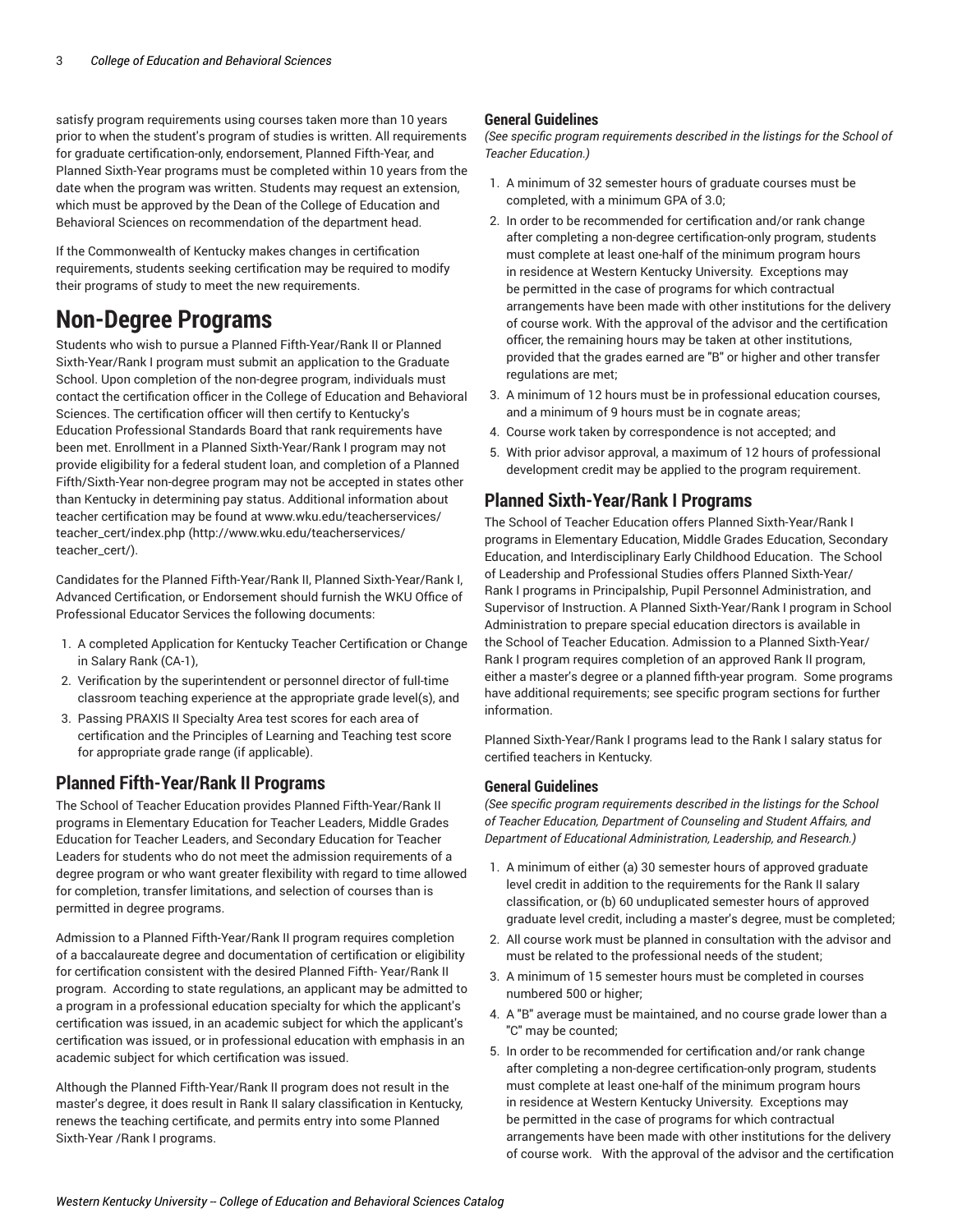satisfy program requirements using courses taken more than 10 years prior to when the student's program of studies is written. All requirements for graduate certification-only, endorsement, Planned Fifth-Year, and Planned Sixth-Year programs must be completed within 10 years from the date when the program was written. Students may request an extension, which must be approved by the Dean of the College of Education and Behavioral Sciences on recommendation of the department head.

If the Commonwealth of Kentucky makes changes in certification requirements, students seeking certification may be required to modify their programs of study to meet the new requirements.

# Non-Degree Programs

Students who wish to pursue a Planned Fifth-Year/Rank II or Planned Sixth-Year/Rank I program must submit an application to the Graduate School. Upon completion of the non-degree program, individuals must contact the certification officer in the College of Education and Behavioral Sciences. The certification officer will then certify to Kentucky's Education Professional Standards Board that rank requirements have been met. Enrollment in a Planned Sixth-Year/Rank I program may not provide eligibility for a federal student loan, and completion of a Planned Fifth/Sixth-Year non-degree program may not be accepted in states other than Kentucky in determining pay status. Additional information about teacher certification may be found at www.wku.edu/teacherservices/teacher_cert/index.php (http://www.wku.edu/teacherservices/teacher_cert/).

Candidates for the Planned Fifth-Year/Rank II, Planned Sixth-Year/Rank I, Advanced Certification, or Endorsement should furnish the WKU Office of Professional Educator Services the following documents:

1. A completed Application for Kentucky Teacher Certification or Change in Salary Rank (CA-1),
2. Verification by the superintendent or personnel director of full-time classroom teaching experience at the appropriate grade level(s), and
3. Passing PRAXIS II Specialty Area test scores for each area of certification and the Principles of Learning and Teaching test score for appropriate grade range (if applicable).

## Planned Fifth-Year/Rank II Programs

The School of Teacher Education provides Planned Fifth-Year/Rank II programs in Elementary Education for Teacher Leaders, Middle Grades Education for Teacher Leaders, and Secondary Education for Teacher Leaders for students who do not meet the admission requirements of a degree program or who want greater flexibility with regard to time allowed for completion, transfer limitations, and selection of courses than is permitted in degree programs.

Admission to a Planned Fifth-Year/Rank II program requires completion of a baccalaureate degree and documentation of certification or eligibility for certification consistent with the desired Planned Fifth- Year/Rank II program. According to state regulations, an applicant may be admitted to a program in a professional education specialty for which the applicant's certification was issued, in an academic subject for which the applicant's certification was issued, or in professional education with emphasis in an academic subject for which certification was issued.

Although the Planned Fifth-Year/Rank II program does not result in the master's degree, it does result in Rank II salary classification in Kentucky, renews the teaching certificate, and permits entry into some Planned Sixth-Year /Rank I programs.

### General Guidelines

*(See specific program requirements described in the listings for the School of Teacher Education.)*

1. A minimum of 32 semester hours of graduate courses must be completed, with a minimum GPA of 3.0;
2. In order to be recommended for certification and/or rank change after completing a non-degree certification-only program, students must complete at least one-half of the minimum program hours in residence at Western Kentucky University. Exceptions may be permitted in the case of programs for which contractual arrangements have been made with other institutions for the delivery of course work. With the approval of the advisor and the certification officer, the remaining hours may be taken at other institutions, provided that the grades earned are "B" or higher and other transfer regulations are met;
3. A minimum of 12 hours must be in professional education courses, and a minimum of 9 hours must be in cognate areas;
4. Course work taken by correspondence is not accepted; and
5. With prior advisor approval, a maximum of 12 hours of professional development credit may be applied to the program requirement.

## Planned Sixth-Year/Rank I Programs

The School of Teacher Education offers Planned Sixth-Year/Rank I programs in Elementary Education, Middle Grades Education, Secondary Education, and Interdisciplinary Early Childhood Education. The School of Leadership and Professional Studies offers Planned Sixth-Year/Rank I programs in Principalship, Pupil Personnel Administration, and Supervisor of Instruction. A Planned Sixth-Year/Rank I program in School Administration to prepare special education directors is available in the School of Teacher Education. Admission to a Planned Sixth-Year/Rank I program requires completion of an approved Rank II program, either a master's degree or a planned fifth-year program. Some programs have additional requirements; see specific program sections for further information.

Planned Sixth-Year/Rank I programs lead to the Rank I salary status for certified teachers in Kentucky.

### General Guidelines

*(See specific program requirements described in the listings for the School of Teacher Education, Department of Counseling and Student Affairs, and Department of Educational Administration, Leadership, and Research.)*

1. A minimum of either (a) 30 semester hours of approved graduate level credit in addition to the requirements for the Rank II salary classification, or (b) 60 unduplicated semester hours of approved graduate level credit, including a master's degree, must be completed;
2. All course work must be planned in consultation with the advisor and must be related to the professional needs of the student;
3. A minimum of 15 semester hours must be completed in courses numbered 500 or higher;
4. A "B" average must be maintained, and no course grade lower than a "C" may be counted;
5. In order to be recommended for certification and/or rank change after completing a non-degree certification-only program, students must complete at least one-half of the minimum program hours in residence at Western Kentucky University. Exceptions may be permitted in the case of programs for which contractual arrangements have been made with other institutions for the delivery of course work. With the approval of the advisor and the certification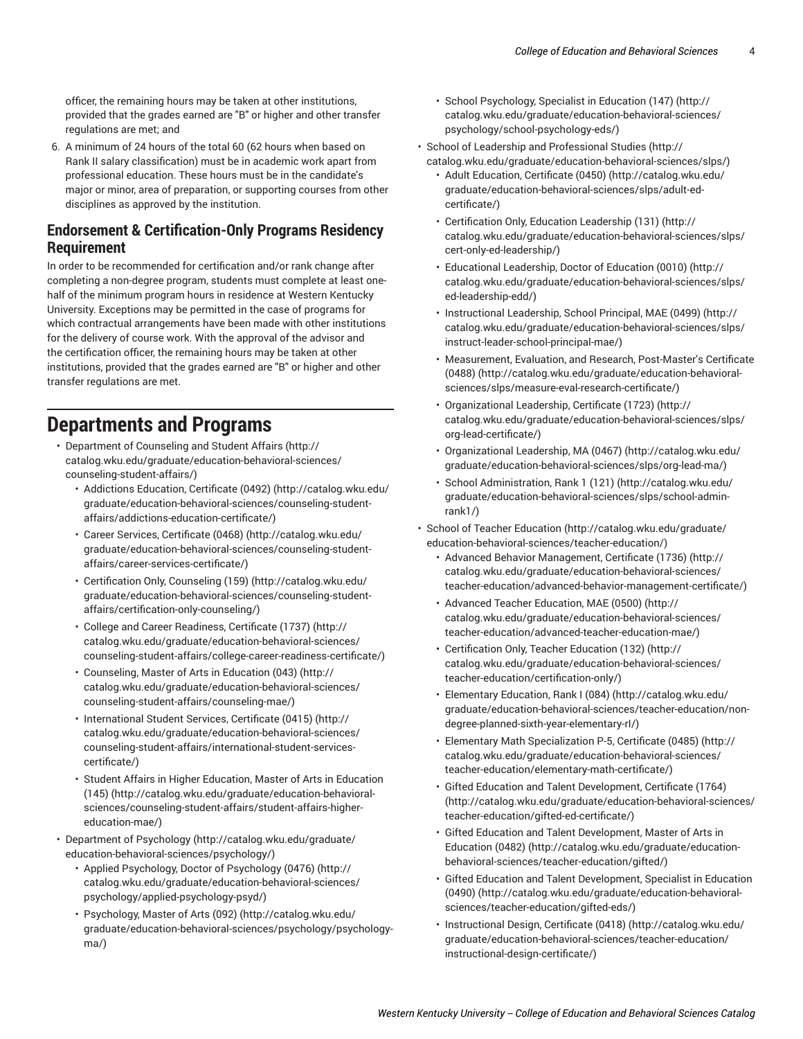officer, the remaining hours may be taken at other institutions, provided that the grades earned are "B" or higher and other transfer regulations are met; and

6. A minimum of 24 hours of the total 60 (62 hours when based on Rank II salary classification) must be in academic work apart from professional education. These hours must be in the candidate's major or minor, area of preparation, or supporting courses from other disciplines as approved by the institution.

### Endorsement & Certification-Only Programs Residency Requirement

In order to be recommended for certification and/or rank change after completing a non-degree program, students must complete at least one-half of the minimum program hours in residence at Western Kentucky University. Exceptions may be permitted in the case of programs for which contractual arrangements have been made with other institutions for the delivery of course work. With the approval of the advisor and the certification officer, the remaining hours may be taken at other institutions, provided that the grades earned are "B" or higher and other transfer regulations are met.

## Departments and Programs

- Department of Counseling and Student Affairs (http://catalog.wku.edu/graduate/education-behavioral-sciences/counseling-student-affairs/)
  - Addictions Education, Certificate (0492) (http://catalog.wku.edu/graduate/education-behavioral-sciences/counseling-student-affairs/addictions-education-certificate/)
  - Career Services, Certificate (0468) (http://catalog.wku.edu/graduate/education-behavioral-sciences/counseling-student-affairs/career-services-certificate/)
  - Certification Only, Counseling (159) (http://catalog.wku.edu/graduate/education-behavioral-sciences/counseling-student-affairs/certification-only-counseling/)
  - College and Career Readiness, Certificate (1737) (http://catalog.wku.edu/graduate/education-behavioral-sciences/counseling-student-affairs/college-career-readiness-certificate/)
  - Counseling, Master of Arts in Education (043) (http://catalog.wku.edu/graduate/education-behavioral-sciences/counseling-student-affairs/counseling-mae/)
  - International Student Services, Certificate (0415) (http://catalog.wku.edu/graduate/education-behavioral-sciences/counseling-student-affairs/international-student-services-certificate/)
  - Student Affairs in Higher Education, Master of Arts in Education (145) (http://catalog.wku.edu/graduate/education-behavioral-sciences/counseling-student-affairs/student-affairs-higher-education-mae/)
- Department of Psychology (http://catalog.wku.edu/graduate/education-behavioral-sciences/psychology/)
  - Applied Psychology, Doctor of Psychology (0476) (http://catalog.wku.edu/graduate/education-behavioral-sciences/psychology/applied-psychology-psyd/)
  - Psychology, Master of Arts (092) (http://catalog.wku.edu/graduate/education-behavioral-sciences/psychology/psychology-ma/)
  - School Psychology, Specialist in Education (147) (http://catalog.wku.edu/graduate/education-behavioral-sciences/psychology/school-psychology-eds/)
- School of Leadership and Professional Studies (http://catalog.wku.edu/graduate/education-behavioral-sciences/slps/)
  - Adult Education, Certificate (0450) (http://catalog.wku.edu/graduate/education-behavioral-sciences/slps/adult-ed-certificate/)
  - Certification Only, Education Leadership (131) (http://catalog.wku.edu/graduate/education-behavioral-sciences/slps/cert-only-ed-leadership/)
  - Educational Leadership, Doctor of Education (0010) (http://catalog.wku.edu/graduate/education-behavioral-sciences/slps/ed-leadership-edd/)
  - Instructional Leadership, School Principal, MAE (0499) (http://catalog.wku.edu/graduate/education-behavioral-sciences/slps/instruct-leader-school-principal-mae/)
  - Measurement, Evaluation, and Research, Post-Master's Certificate (0488) (http://catalog.wku.edu/graduate/education-behavioral-sciences/slps/measure-eval-research-certificate/)
  - Organizational Leadership, Certificate (1723) (http://catalog.wku.edu/graduate/education-behavioral-sciences/slps/org-lead-certificate/)
  - Organizational Leadership, MA (0467) (http://catalog.wku.edu/graduate/education-behavioral-sciences/slps/org-lead-ma/)
  - School Administration, Rank 1 (121) (http://catalog.wku.edu/graduate/education-behavioral-sciences/slps/school-admin-rank1/)
- School of Teacher Education (http://catalog.wku.edu/graduate/education-behavioral-sciences/teacher-education/)
  - Advanced Behavior Management, Certificate (1736) (http://catalog.wku.edu/graduate/education-behavioral-sciences/teacher-education/advanced-behavior-management-certificate/)
  - Advanced Teacher Education, MAE (0500) (http://catalog.wku.edu/graduate/education-behavioral-sciences/teacher-education/advanced-teacher-education-mae/)
  - Certification Only, Teacher Education (132) (http://catalog.wku.edu/graduate/education-behavioral-sciences/teacher-education/certification-only/)
  - Elementary Education, Rank I (084) (http://catalog.wku.edu/graduate/education-behavioral-sciences/teacher-education/non-degree-planned-sixth-year-elementary-rI/)
  - Elementary Math Specialization P-5, Certificate (0485) (http://catalog.wku.edu/graduate/education-behavioral-sciences/teacher-education/elementary-math-certificate/)
  - Gifted Education and Talent Development, Certificate (1764) (http://catalog.wku.edu/graduate/education-behavioral-sciences/teacher-education/gifted-ed-certificate/)
  - Gifted Education and Talent Development, Master of Arts in Education (0482) (http://catalog.wku.edu/graduate/education-behavioral-sciences/teacher-education/gifted/)
  - Gifted Education and Talent Development, Specialist in Education (0490) (http://catalog.wku.edu/graduate/education-behavioral-sciences/teacher-education/gifted-eds/)
  - Instructional Design, Certificate (0418) (http://catalog.wku.edu/graduate/education-behavioral-sciences/teacher-education/instructional-design-certificate/)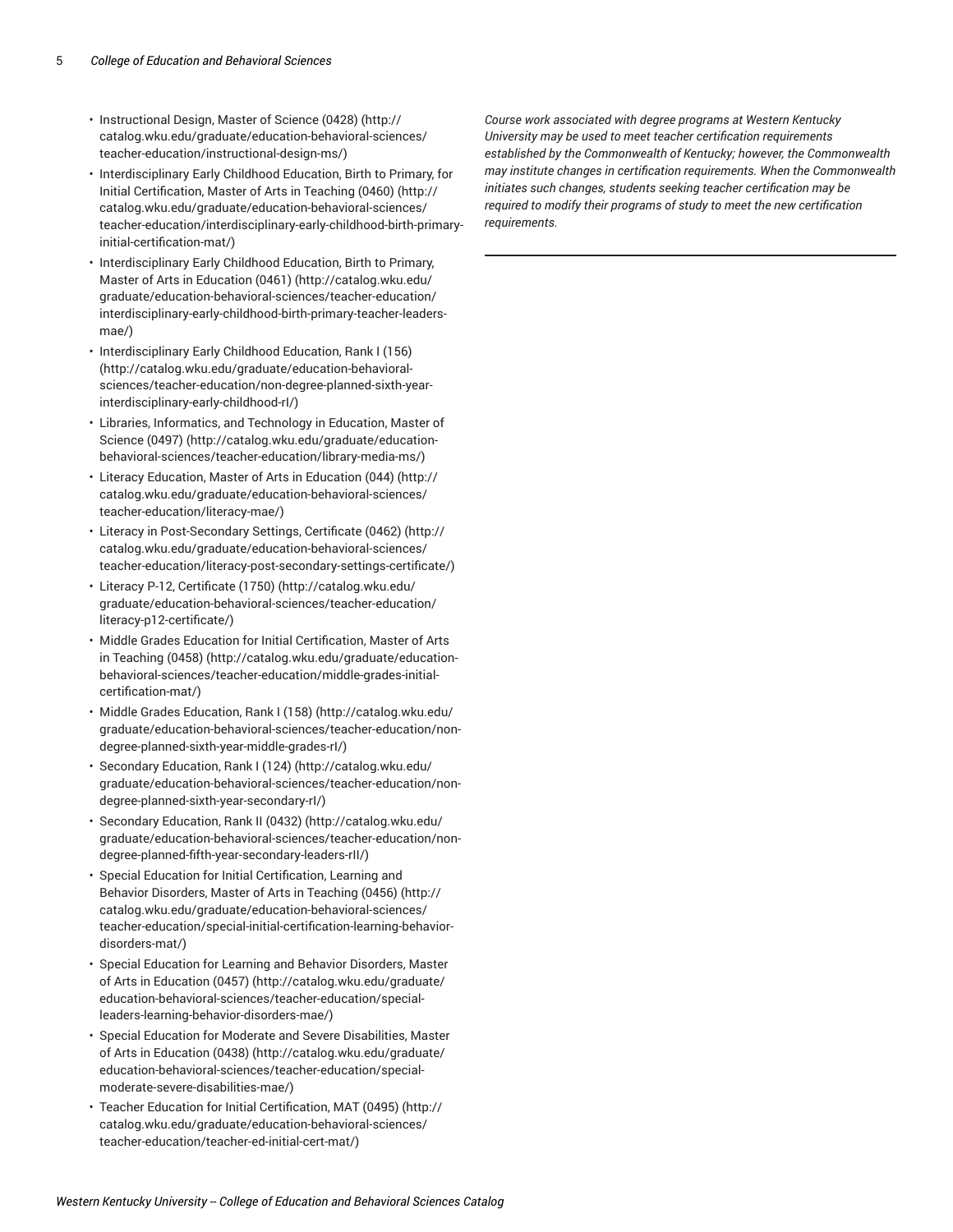- Instructional Design, Master of Science (0428) (http://catalog.wku.edu/graduate/education-behavioral-sciences/teacher-education/instructional-design-ms/)
- Interdisciplinary Early Childhood Education, Birth to Primary, for Initial Certification, Master of Arts in Teaching (0460) (http://catalog.wku.edu/graduate/education-behavioral-sciences/teacher-education/interdisciplinary-early-childhood-birth-primary-initial-certification-mat/)
- Interdisciplinary Early Childhood Education, Birth to Primary, Master of Arts in Education (0461) (http://catalog.wku.edu/graduate/education-behavioral-sciences/teacher-education/interdisciplinary-early-childhood-birth-primary-teacher-leaders-mae/)
- Interdisciplinary Early Childhood Education, Rank I (156) (http://catalog.wku.edu/graduate/education-behavioral-sciences/teacher-education/non-degree-planned-sixth-year-interdisciplinary-early-childhood-rI/)
- Libraries, Informatics, and Technology in Education, Master of Science (0497) (http://catalog.wku.edu/graduate/education-behavioral-sciences/teacher-education/library-media-ms/)
- Literacy Education, Master of Arts in Education (044) (http://catalog.wku.edu/graduate/education-behavioral-sciences/teacher-education/literacy-mae/)
- Literacy in Post-Secondary Settings, Certificate (0462) (http://catalog.wku.edu/graduate/education-behavioral-sciences/teacher-education/literacy-post-secondary-settings-certificate/)
- Literacy P-12, Certificate (1750) (http://catalog.wku.edu/graduate/education-behavioral-sciences/teacher-education/literacy-p12-certificate/)
- Middle Grades Education for Initial Certification, Master of Arts in Teaching (0458) (http://catalog.wku.edu/graduate/education-behavioral-sciences/teacher-education/middle-grades-initial-certification-mat/)
- Middle Grades Education, Rank I (158) (http://catalog.wku.edu/graduate/education-behavioral-sciences/teacher-education/non-degree-planned-sixth-year-middle-grades-rI/)
- Secondary Education, Rank I (124) (http://catalog.wku.edu/graduate/education-behavioral-sciences/teacher-education/non-degree-planned-sixth-year-secondary-rI/)
- Secondary Education, Rank II (0432) (http://catalog.wku.edu/graduate/education-behavioral-sciences/teacher-education/non-degree-planned-fifth-year-secondary-leaders-rII/)
- Special Education for Initial Certification, Learning and Behavior Disorders, Master of Arts in Teaching (0456) (http://catalog.wku.edu/graduate/education-behavioral-sciences/teacher-education/special-initial-certification-learning-behavior-disorders-mat/)
- Special Education for Learning and Behavior Disorders, Master of Arts in Education (0457) (http://catalog.wku.edu/graduate/education-behavioral-sciences/teacher-education/special-leaders-learning-behavior-disorders-mae/)
- Special Education for Moderate and Severe Disabilities, Master of Arts in Education (0438) (http://catalog.wku.edu/graduate/education-behavioral-sciences/teacher-education/special-moderate-severe-disabilities-mae/)
- Teacher Education for Initial Certification, MAT (0495) (http://catalog.wku.edu/graduate/education-behavioral-sciences/teacher-education/teacher-ed-initial-cert-mat/)

*Course work associated with degree programs at Western Kentucky University may be used to meet teacher certification requirements established by the Commonwealth of Kentucky; however, the Commonwealth may institute changes in certification requirements. When the Commonwealth initiates such changes, students seeking teacher certification may be required to modify their programs of study to meet the new certification requirements.*